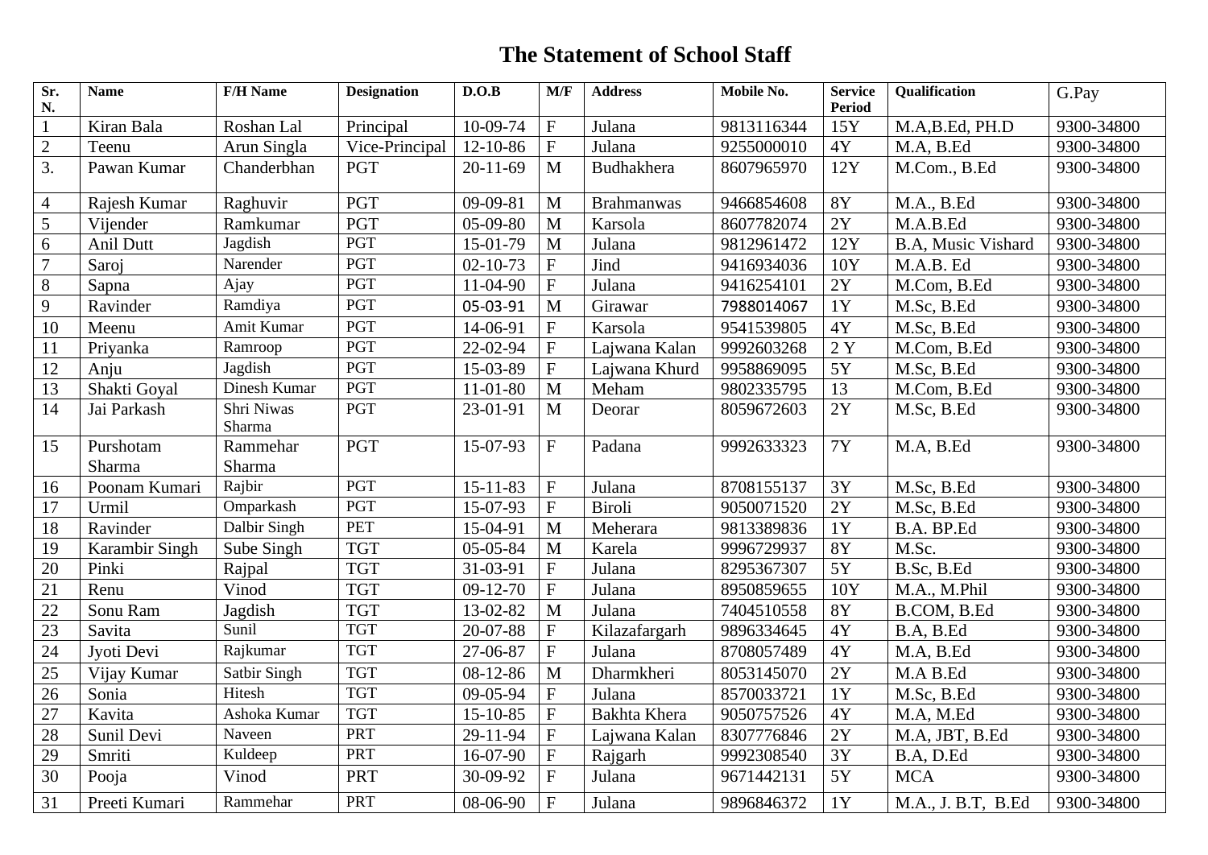# The Statement of School Staff

| Sr. N. | Name | F/H Name | Designation | D.O.B | M/F | Address | Mobile No. | Service Period | Qualification | G.Pay |
|---|---|---|---|---|---|---|---|---|---|---|
| 1 | Kiran Bala | Roshan Lal | Principal | 10-09-74 | F | Julana | 9813116344 | 15Y | M.A,B.Ed, PH.D | 9300-34800 |
| 2 | Teenu | Arun Singla | Vice-Principal | 12-10-86 | F | Julana | 9255000010 | 4Y | M.A, B.Ed | 9300-34800 |
| 3. | Pawan Kumar | Chanderbhan | PGT | 20-11-69 | M | Budhakhera | 8607965970 | 12Y | M.Com., B.Ed | 9300-34800 |
| 4 | Rajesh Kumar | Raghuvir | PGT | 09-09-81 | M | Brahmanwas | 9466854608 | 8Y | M.A., B.Ed | 9300-34800 |
| 5 | Vijender | Ramkumar | PGT | 05-09-80 | M | Karsola | 8607782074 | 2Y | M.A.B.Ed | 9300-34800 |
| 6 | Anil Dutt | Jagdish | PGT | 15-01-79 | M | Julana | 9812961472 | 12Y | B.A, Music Vishard | 9300-34800 |
| 7 | Saroj | Narender | PGT | 02-10-73 | F | Jind | 9416934036 | 10Y | M.A.B. Ed | 9300-34800 |
| 8 | Sapna | Ajay | PGT | 11-04-90 | F | Julana | 9416254101 | 2Y | M.Com, B.Ed | 9300-34800 |
| 9 | Ravinder | Ramdiya | PGT | 05-03-91 | M | Girawar | 7988014067 | 1Y | M.Sc, B.Ed | 9300-34800 |
| 10 | Meenu | Amit Kumar | PGT | 14-06-91 | F | Karsola | 9541539805 | 4Y | M.Sc, B.Ed | 9300-34800 |
| 11 | Priyanka | Ramroop | PGT | 22-02-94 | F | Lajwana Kalan | 9992603268 | 2 Y | M.Com, B.Ed | 9300-34800 |
| 12 | Anju | Jagdish | PGT | 15-03-89 | F | Lajwana Khurd | 9958869095 | 5Y | M.Sc, B.Ed | 9300-34800 |
| 13 | Shakti Goyal | Dinesh Kumar | PGT | 11-01-80 | M | Meham | 9802335795 | 13 | M.Com, B.Ed | 9300-34800 |
| 14 | Jai Parkash | Shri Niwas Sharma | PGT | 23-01-91 | M | Deorar | 8059672603 | 2Y | M.Sc, B.Ed | 9300-34800 |
| 15 | Purshotam Sharma | Rammehar Sharma | PGT | 15-07-93 | F | Padana | 9992633323 | 7Y | M.A, B.Ed | 9300-34800 |
| 16 | Poonam Kumari | Rajbir | PGT | 15-11-83 | F | Julana | 8708155137 | 3Y | M.Sc, B.Ed | 9300-34800 |
| 17 | Urmil | Omparkash | PGT | 15-07-93 | F | Biroli | 9050071520 | 2Y | M.Sc, B.Ed | 9300-34800 |
| 18 | Ravinder | Dalbir Singh | PET | 15-04-91 | M | Meherara | 9813389836 | 1Y | B.A. BP.Ed | 9300-34800 |
| 19 | Karambir Singh | Sube Singh | TGT | 05-05-84 | M | Karela | 9996729937 | 8Y | M.Sc. | 9300-34800 |
| 20 | Pinki | Rajpal | TGT | 31-03-91 | F | Julana | 8295367307 | 5Y | B.Sc, B.Ed | 9300-34800 |
| 21 | Renu | Vinod | TGT | 09-12-70 | F | Julana | 8950859655 | 10Y | M.A., M.Phil | 9300-34800 |
| 22 | Sonu Ram | Jagdish | TGT | 13-02-82 | M | Julana | 7404510558 | 8Y | B.COM, B.Ed | 9300-34800 |
| 23 | Savita | Sunil | TGT | 20-07-88 | F | Kilazafargarh | 9896334645 | 4Y | B.A, B.Ed | 9300-34800 |
| 24 | Jyoti Devi | Rajkumar | TGT | 27-06-87 | F | Julana | 8708057489 | 4Y | M.A, B.Ed | 9300-34800 |
| 25 | Vijay Kumar | Satbir Singh | TGT | 08-12-86 | M | Dharmkheri | 8053145070 | 2Y | M.A B.Ed | 9300-34800 |
| 26 | Sonia | Hitesh | TGT | 09-05-94 | F | Julana | 8570033721 | 1Y | M.Sc, B.Ed | 9300-34800 |
| 27 | Kavita | Ashoka Kumar | TGT | 15-10-85 | F | Bakhta Khera | 9050757526 | 4Y | M.A, M.Ed | 9300-34800 |
| 28 | Sunil Devi | Naveen | PRT | 29-11-94 | F | Lajwana Kalan | 8307776846 | 2Y | M.A, JBT, B.Ed | 9300-34800 |
| 29 | Smriti | Kuldeep | PRT | 16-07-90 | F | Rajgarh | 9992308540 | 3Y | B.A, D.Ed | 9300-34800 |
| 30 | Pooja | Vinod | PRT | 30-09-92 | F | Julana | 9671442131 | 5Y | MCA | 9300-34800 |
| 31 | Preeti Kumari | Rammehar | PRT | 08-06-90 | F | Julana | 9896846372 | 1Y | M.A., J. B.T, B.Ed | 9300-34800 |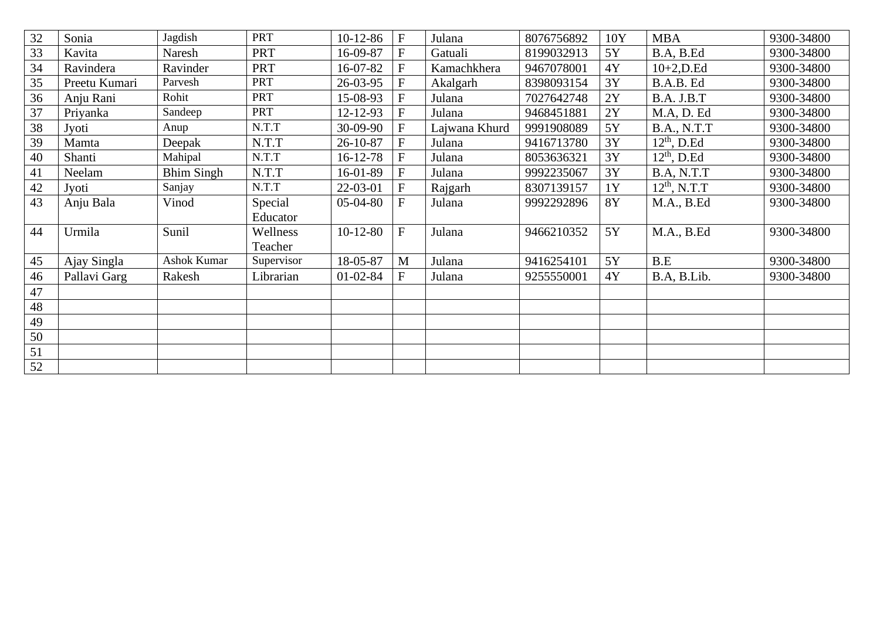| | | | | | | | | | | |
|---|---|---|---|---|---|---|---|---|---|---|
| 32 | Sonia | Jagdish | PRT | 10-12-86 | F | Julana | 8076756892 | 10Y | MBA | 9300-34800 |
| 33 | Kavita | Naresh | PRT | 16-09-87 | F | Gatuali | 8199032913 | 5Y | B.A, B.Ed | 9300-34800 |
| 34 | Ravindera | Ravinder | PRT | 16-07-82 | F | Kamachkhera | 9467078001 | 4Y | 10+2,D.Ed | 9300-34800 |
| 35 | Preetu Kumari | Parvesh | PRT | 26-03-95 | F | Akalgarh | 8398093154 | 3Y | B.A.B. Ed | 9300-34800 |
| 36 | Anju Rani | Rohit | PRT | 15-08-93 | F | Julana | 7027642748 | 2Y | B.A. J.B.T | 9300-34800 |
| 37 | Priyanka | Sandeep | PRT | 12-12-93 | F | Julana | 9468451881 | 2Y | M.A, D. Ed | 9300-34800 |
| 38 | Jyoti | Anup | N.T.T | 30-09-90 | F | Lajwana Khurd | 9991908089 | 5Y | B.A., N.T.T | 9300-34800 |
| 39 | Mamta | Deepak | N.T.T | 26-10-87 | F | Julana | 9416713780 | 3Y | 12th, D.Ed | 9300-34800 |
| 40 | Shanti | Mahipal | N.T.T | 16-12-78 | F | Julana | 8053636321 | 3Y | 12th, D.Ed | 9300-34800 |
| 41 | Neelam | Bhim Singh | N.T.T | 16-01-89 | F | Julana | 9992235067 | 3Y | B.A, N.T.T | 9300-34800 |
| 42 | Jyoti | Sanjay | N.T.T | 22-03-01 | F | Rajgarh | 8307139157 | 1Y | 12th, N.T.T | 9300-34800 |
| 43 | Anju Bala | Vinod | Special Educator | 05-04-80 | F | Julana | 9992292896 | 8Y | M.A., B.Ed | 9300-34800 |
| 44 | Urmila | Sunil | Wellness Teacher | 10-12-80 | F | Julana | 9466210352 | 5Y | M.A., B.Ed | 9300-34800 |
| 45 | Ajay Singla | Ashok Kumar | Supervisor | 18-05-87 | M | Julana | 9416254101 | 5Y | B.E | 9300-34800 |
| 46 | Pallavi Garg | Rakesh | Librarian | 01-02-84 | F | Julana | 9255550001 | 4Y | B.A, B.Lib. | 9300-34800 |
| 47 | | | | | | | | | | |
| 48 | | | | | | | | | | |
| 49 | | | | | | | | | | |
| 50 | | | | | | | | | | |
| 51 | | | | | | | | | | |
| 52 | | | | | | | | | | |